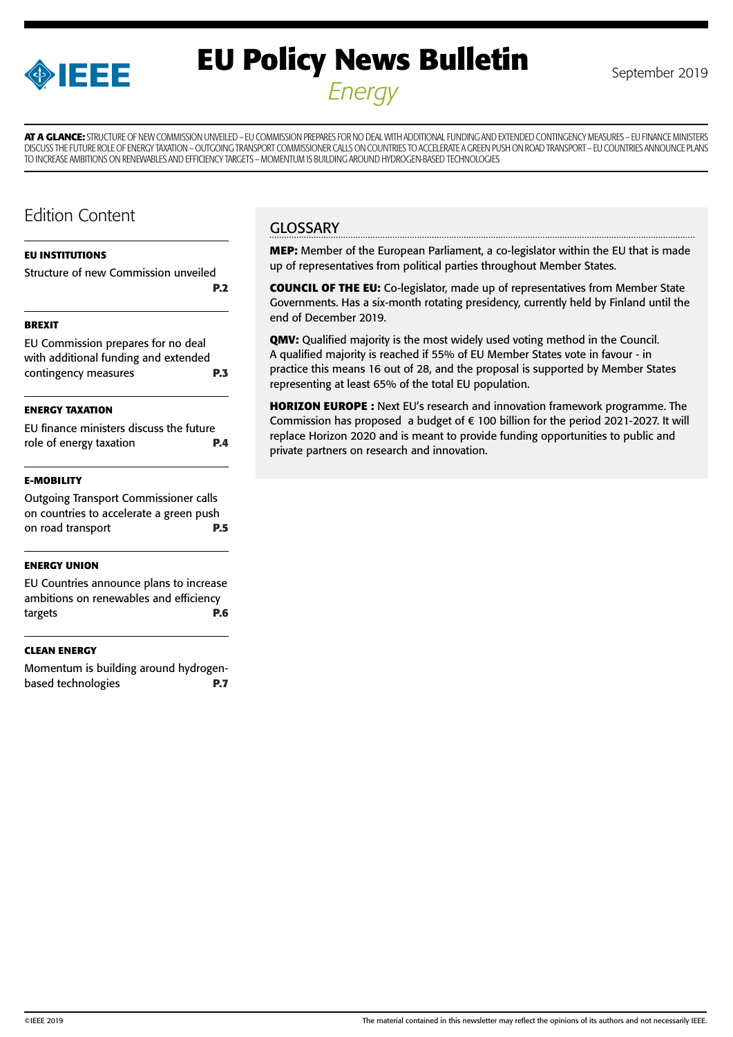IEEE

# EU Policy News Bulletin

*Energy*

September 2019

**AT A GLANCE:** STRUCTURE OF NEW COMMISSION UNVEILED – EU COMMISSION PREPARES FOR NO DEAL WITH ADDITIONAL FUNDING AND EXTENDED CONTINGENCY MEASURES – EU FINANCE MINISTERS DISCUSS THE FUTURE ROLE OF ENERGY TAXATION – OUTGOING TRANSPORT COMMISSIONER CALLS ON COUNTRIES TO ACCELERATE A GREEN PUSH ON ROAD TRANSPORT – EU COUNTRIES ANNOUNCE PLANS TO INCREASE AMBITIONS ON RENEWABLES AND EFFICIENCY TARGETS – MOMENTUM IS BUILDING AROUND HYDROGEN-BASED TECHNOLOGIES

## Edition Content

**EU INSTITUTIONS**

Structure of new Commission unveiled **P.2**

**BREXIT**

EU Commission prepares for no deal with additional funding and extended contingency measures **P.3**

**ENERGY TAXATION**

EU finance ministers discuss the future role of energy taxation **P.4**

**E-MOBILITY**

Outgoing Transport Commissioner calls on countries to accelerate a green push on road transport **P.5**

**ENERGY UNION**

EU Countries announce plans to increase ambitions on renewables and efficiency targets **P.6**

**CLEAN ENERGY**

Momentum is building around hydrogen-based technologies **P.7**

## GLOSSARY

**MEP:** Member of the European Parliament, a co-legislator within the EU that is made up of representatives from political parties throughout Member States.

**COUNCIL OF THE EU:** Co-legislator, made up of representatives from Member State Governments. Has a six-month rotating presidency, currently held by Finland until the end of December 2019.

**QMV:** Qualified majority is the most widely used voting method in the Council. A qualified majority is reached if 55% of EU Member States vote in favour - in practice this means 16 out of 28, and the proposal is supported by Member States representing at least 65% of the total EU population.

**HORIZON EUROPE :** Next EU's research and innovation framework programme. The Commission has proposed a budget of € 100 billion for the period 2021-2027. It will replace Horizon 2020 and is meant to provide funding opportunities to public and private partners on research and innovation.

©IEEE 2019

The material contained in this newsletter may reflect the opinions of its authors and not necessarily IEEE.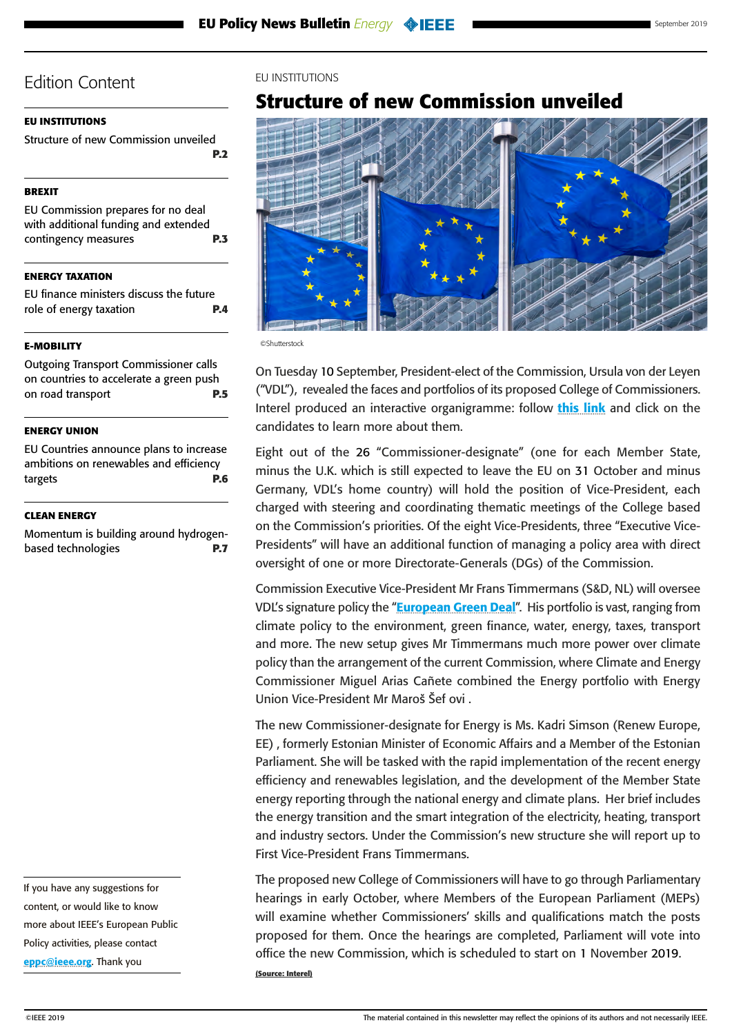## Edition Content

**EU INSTITUTIONS**

Structure of new Commission unveiled **P.2**

**BREXIT**

EU Commission prepares for no deal with additional funding and extended contingency measures **P.3**

**ENERGY TAXATION**

EU finance ministers discuss the future role of energy taxation **P.4**

**E-MOBILITY**

Outgoing Transport Commissioner calls on countries to accelerate a green push on road transport **P.5**

**ENERGY UNION**

EU Countries announce plans to increase ambitions on renewables and efficiency targets **P.6**

**CLEAN ENERGY**

Momentum is building around hydrogen-based technologies **P.7**

If you have any suggestions for content, or would like to know more about IEEE's European Public Policy activities, please contact eppc@ieee.org. Thank you

EU INSTITUTIONS

# Structure of new Commission unveiled

©Shutterstock

On Tuesday 10 September, President-elect of the Commission, Ursula von der Leyen ("VDL"), revealed the faces and portfolios of its proposed College of Commissioners. Interel produced an interactive organigramme: follow **this link** and click on the candidates to learn more about them.

Eight out of the 26 "Commissioner-designate" (one for each Member State, minus the U.K. which is still expected to leave the EU on 31 October and minus Germany, VDL's home country) will hold the position of Vice-President, each charged with steering and coordinating thematic meetings of the College based on the Commission's priorities. Of the eight Vice-Presidents, three "Executive Vice-Presidents" will have an additional function of managing a policy area with direct oversight of one or more Directorate-Generals (DGs) of the Commission.

Commission Executive Vice-President Mr Frans Timmermans (S&D, NL) will oversee VDL's signature policy the "**European Green Deal**". His portfolio is vast, ranging from climate policy to the environment, green finance, water, energy, taxes, transport and more. The new setup gives Mr Timmermans much more power over climate policy than the arrangement of the current Commission, where Climate and Energy Commissioner Miguel Arias Cañete combined the Energy portfolio with Energy Union Vice-President Mr Maroš Šef ovi .

The new Commissioner-designate for Energy is Ms. Kadri Simson (Renew Europe, EE) , formerly Estonian Minister of Economic Affairs and a Member of the Estonian Parliament. She will be tasked with the rapid implementation of the recent energy efficiency and renewables legislation, and the development of the Member State energy reporting through the national energy and climate plans. Her brief includes the energy transition and the smart integration of the electricity, heating, transport and industry sectors. Under the Commission's new structure she will report up to First Vice-President Frans Timmermans.

The proposed new College of Commissioners will have to go through Parliamentary hearings in early October, where Members of the European Parliament (MEPs) will examine whether Commissioners' skills and qualifications match the posts proposed for them. Once the hearings are completed, Parliament will vote into office the new Commission, which is scheduled to start on 1 November 2019.

**(Source: Interel)**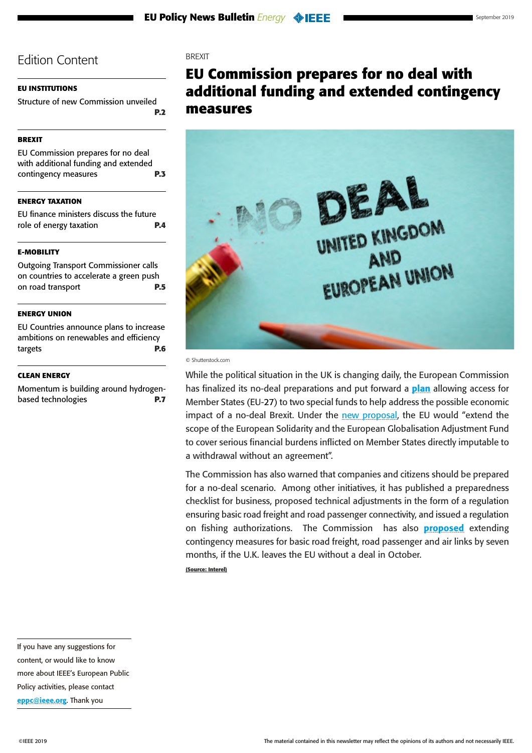## Edition Content

**EU INSTITUTIONS**

Structure of new Commission unveiled **P.2**

**BREXIT**

EU Commission prepares for no deal with additional funding and extended contingency measures **P.3**

**ENERGY TAXATION**

EU finance ministers discuss the future role of energy taxation **P.4**

**E-MOBILITY**

Outgoing Transport Commissioner calls on countries to accelerate a green push on road transport **P.5**

**ENERGY UNION**

EU Countries announce plans to increase ambitions on renewables and efficiency targets **P.6**

**CLEAN ENERGY**

Momentum is building around hydrogen-based technologies **P.7**

If you have any suggestions for content, or would like to know more about IEEE's European Public Policy activities, please contact eppc@ieee.org. Thank you

BREXIT

# EU Commission prepares for no deal with additional funding and extended contingency measures

© Shutterstock.com

While the political situation in the UK is changing daily, the European Commission has finalized its no-deal preparations and put forward a **plan** allowing access for Member States (EU-27) to two special funds to help address the possible economic impact of a no-deal Brexit. Under the new proposal, the EU would "extend the scope of the European Solidarity and the European Globalisation Adjustment Fund to cover serious financial burdens inflicted on Member States directly imputable to a withdrawal without an agreement".

The Commission has also warned that companies and citizens should be prepared for a no-deal scenario. Among other initiatives, it has published a preparedness checklist for business, proposed technical adjustments in the form of a regulation ensuring basic road freight and road passenger connectivity, and issued a regulation on fishing authorizations. The Commission has also **proposed** extending contingency measures for basic road freight, road passenger and air links by seven months, if the U.K. leaves the EU without a deal in October.

**(Source: Interel)**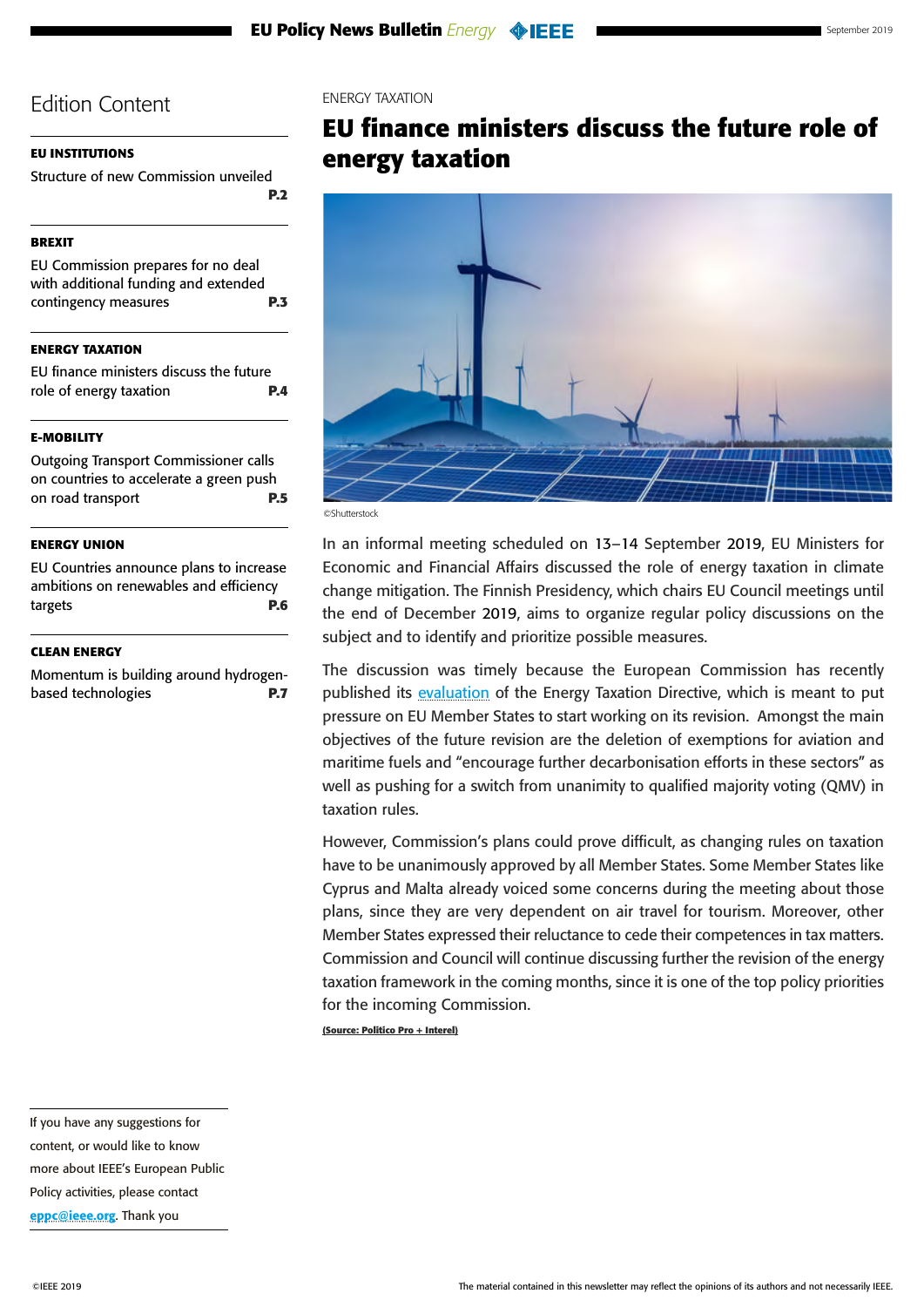## Edition Content

**EU INSTITUTIONS**

Structure of new Commission unveiled **P.2**

**BREXIT**

EU Commission prepares for no deal with additional funding and extended contingency measures **P.3**

**ENERGY TAXATION**

EU finance ministers discuss the future role of energy taxation **P.4**

**E-MOBILITY**

Outgoing Transport Commissioner calls on countries to accelerate a green push on road transport **P.5**

**ENERGY UNION**

EU Countries announce plans to increase ambitions on renewables and efficiency targets **P.6**

**CLEAN ENERGY**

Momentum is building around hydrogen-based technologies **P.7**

If you have any suggestions for content, or would like to know more about IEEE's European Public Policy activities, please contact eppc@ieee.org. Thank you

ENERGY TAXATION

# EU finance ministers discuss the future role of energy taxation

©Shutterstock

In an informal meeting scheduled on 13–14 September 2019, EU Ministers for Economic and Financial Affairs discussed the role of energy taxation in climate change mitigation. The Finnish Presidency, which chairs EU Council meetings until the end of December 2019, aims to organize regular policy discussions on the subject and to identify and prioritize possible measures.

The discussion was timely because the European Commission has recently published its evaluation of the Energy Taxation Directive, which is meant to put pressure on EU Member States to start working on its revision. Amongst the main objectives of the future revision are the deletion of exemptions for aviation and maritime fuels and "encourage further decarbonisation efforts in these sectors" as well as pushing for a switch from unanimity to qualified majority voting (QMV) in taxation rules.

However, Commission's plans could prove difficult, as changing rules on taxation have to be unanimously approved by all Member States. Some Member States like Cyprus and Malta already voiced some concerns during the meeting about those plans, since they are very dependent on air travel for tourism. Moreover, other Member States expressed their reluctance to cede their competences in tax matters. Commission and Council will continue discussing further the revision of the energy taxation framework in the coming months, since it is one of the top policy priorities for the incoming Commission.

**(Source: Politico Pro + Interel)**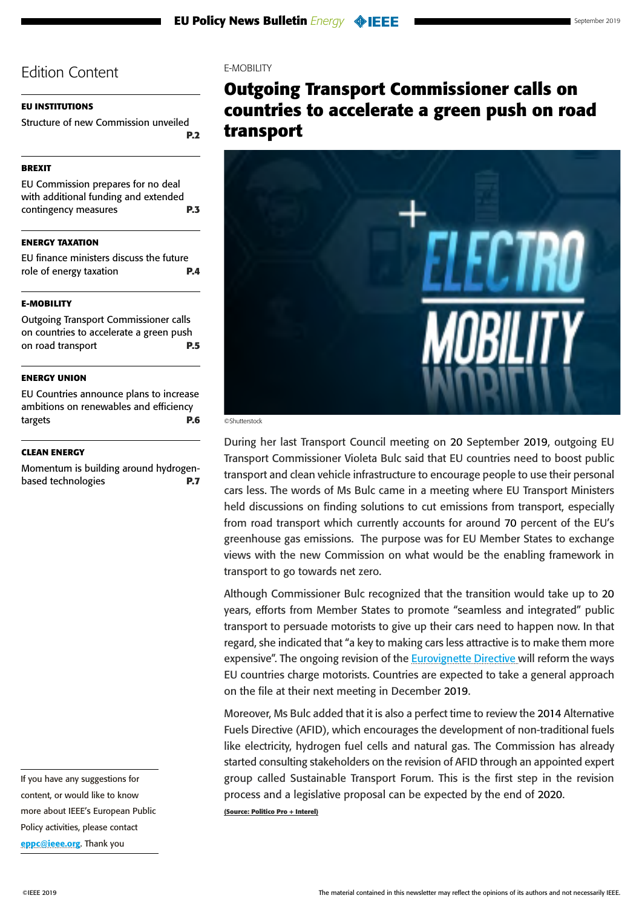# Edition Content

**EU INSTITUTIONS**

Structure of new Commission unveiled **P.2**

**BREXIT**

EU Commission prepares for no deal with additional funding and extended contingency measures **P.3**

**ENERGY TAXATION**

EU finance ministers discuss the future role of energy taxation **P.4**

**E-MOBILITY**

Outgoing Transport Commissioner calls on countries to accelerate a green push on road transport **P.5**

**ENERGY UNION**

EU Countries announce plans to increase ambitions on renewables and efficiency targets **P.6**

**CLEAN ENERGY**

Momentum is building around hydrogen-based technologies **P.7**

If you have any suggestions for content, or would like to know more about IEEE's European Public Policy activities, please contact eppc@ieee.org. Thank you

E-MOBILITY

## Outgoing Transport Commissioner calls on countries to accelerate a green push on road transport

©Shutterstock

During her last Transport Council meeting on 20 September 2019, outgoing EU Transport Commissioner Violeta Bulc said that EU countries need to boost public transport and clean vehicle infrastructure to encourage people to use their personal cars less. The words of Ms Bulc came in a meeting where EU Transport Ministers held discussions on finding solutions to cut emissions from transport, especially from road transport which currently accounts for around 70 percent of the EU's greenhouse gas emissions. The purpose was for EU Member States to exchange views with the new Commission on what would be the enabling framework in transport to go towards net zero.

Although Commissioner Bulc recognized that the transition would take up to 20 years, efforts from Member States to promote "seamless and integrated" public transport to persuade motorists to give up their cars need to happen now. In that regard, she indicated that "a key to making cars less attractive is to make them more expensive". The ongoing revision of the Eurovignette Directive will reform the ways EU countries charge motorists. Countries are expected to take a general approach on the file at their next meeting in December 2019.

Moreover, Ms Bulc added that it is also a perfect time to review the 2014 Alternative Fuels Directive (AFID), which encourages the development of non-traditional fuels like electricity, hydrogen fuel cells and natural gas. The Commission has already started consulting stakeholders on the revision of AFID through an appointed expert group called Sustainable Transport Forum. This is the first step in the revision process and a legislative proposal can be expected by the end of 2020.

**(Source: Politico Pro + Interel)**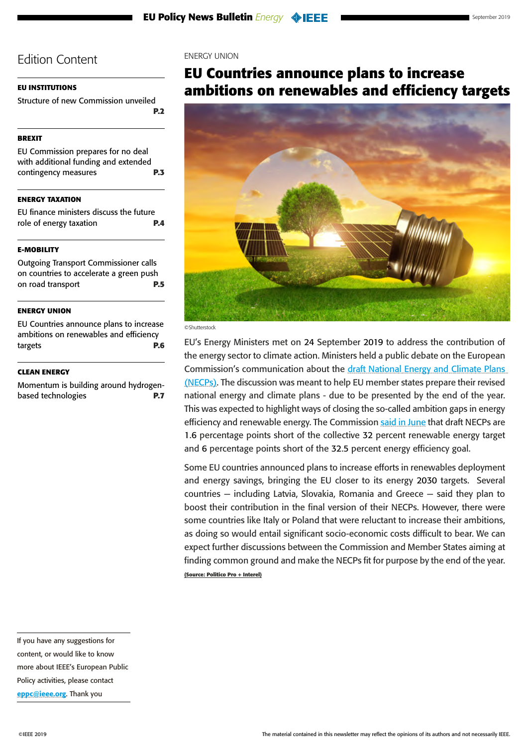## Edition Content

**EU INSTITUTIONS**

Structure of new Commission unveiled **P.2**

**BREXIT**

EU Commission prepares for no deal with additional funding and extended contingency measures **P.3**

**ENERGY TAXATION**

EU finance ministers discuss the future role of energy taxation **P.4**

**E-MOBILITY**

Outgoing Transport Commissioner calls on countries to accelerate a green push on road transport **P.5**

**ENERGY UNION**

EU Countries announce plans to increase ambitions on renewables and efficiency targets **P.6**

**CLEAN ENERGY**

Momentum is building around hydrogen-based technologies **P.7**

If you have any suggestions for content, or would like to know more about IEEE's European Public Policy activities, please contact eppc@ieee.org. Thank you

ENERGY UNION

# EU Countries announce plans to increase ambitions on renewables and efficiency targets

©Shutterstock

EU's Energy Ministers met on 24 September 2019 to address the contribution of the energy sector to climate action. Ministers held a public debate on the European Commission's communication about the draft National Energy and Climate Plans (NECPs). The discussion was meant to help EU member states prepare their revised national energy and climate plans - due to be presented by the end of the year. This was expected to highlight ways of closing the so-called ambition gaps in energy efficiency and renewable energy. The Commission said in June that draft NECPs are 1.6 percentage points short of the collective 32 percent renewable energy target and 6 percentage points short of the 32.5 percent energy efficiency goal.

Some EU countries announced plans to increase efforts in renewables deployment and energy savings, bringing the EU closer to its energy 2030 targets. Several countries — including Latvia, Slovakia, Romania and Greece — said they plan to boost their contribution in the final version of their NECPs. However, there were some countries like Italy or Poland that were reluctant to increase their ambitions, as doing so would entail significant socio-economic costs difficult to bear. We can expect further discussions between the Commission and Member States aiming at finding common ground and make the NECPs fit for purpose by the end of the year.

**(Source: Politico Pro + Interel)**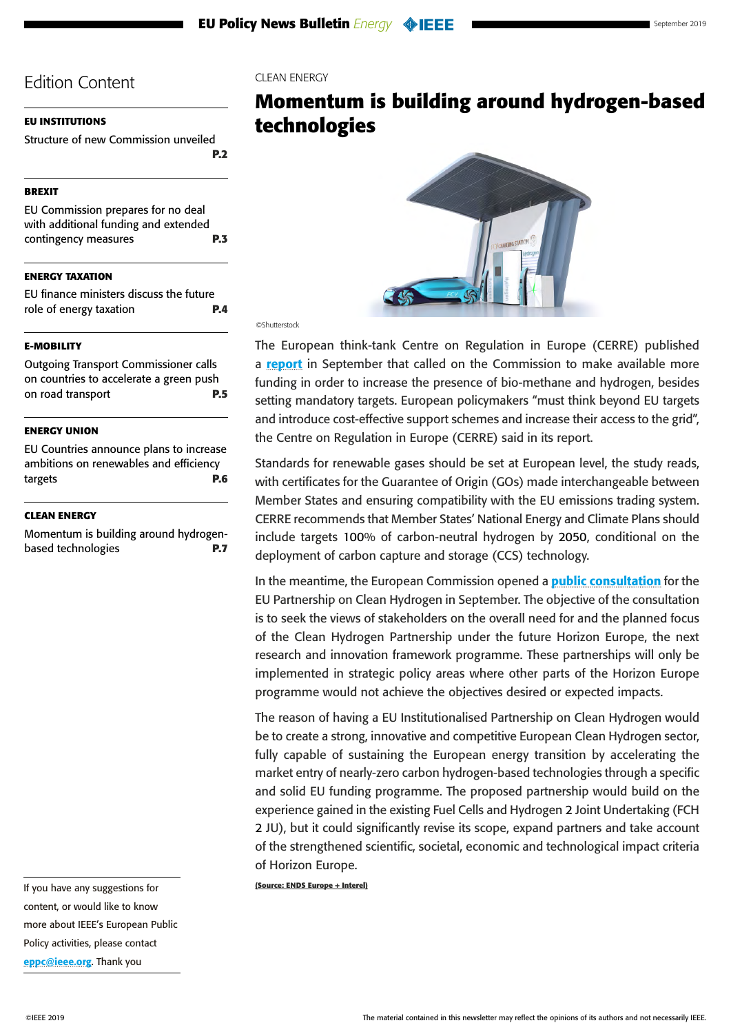## Edition Content

**EU INSTITUTIONS**

Structure of new Commission unveiled **P.2**

**BREXIT**

EU Commission prepares for no deal with additional funding and extended contingency measures **P.3**

**ENERGY TAXATION**

EU finance ministers discuss the future role of energy taxation **P.4**

**E-MOBILITY**

Outgoing Transport Commissioner calls on countries to accelerate a green push on road transport **P.5**

**ENERGY UNION**

EU Countries announce plans to increase ambitions on renewables and efficiency targets **P.6**

**CLEAN ENERGY**

Momentum is building around hydrogen-based technologies **P.7**

If you have any suggestions for content, or would like to know more about IEEE's European Public Policy activities, please contact eppc@ieee.org. Thank you

CLEAN ENERGY

# Momentum is building around hydrogen-based technologies

©Shutterstock

The European think-tank Centre on Regulation in Europe (CERRE) published a **report** in September that called on the Commission to make available more funding in order to increase the presence of bio-methane and hydrogen, besides setting mandatory targets. European policymakers "must think beyond EU targets and introduce cost-effective support schemes and increase their access to the grid", the Centre on Regulation in Europe (CERRE) said in its report.

Standards for renewable gases should be set at European level, the study reads, with certificates for the Guarantee of Origin (GOs) made interchangeable between Member States and ensuring compatibility with the EU emissions trading system. CERRE recommends that Member States' National Energy and Climate Plans should include targets 100% of carbon-neutral hydrogen by 2050, conditional on the deployment of carbon capture and storage (CCS) technology.

In the meantime, the European Commission opened a **public consultation** for the EU Partnership on Clean Hydrogen in September. The objective of the consultation is to seek the views of stakeholders on the overall need for and the planned focus of the Clean Hydrogen Partnership under the future Horizon Europe, the next research and innovation framework programme. These partnerships will only be implemented in strategic policy areas where other parts of the Horizon Europe programme would not achieve the objectives desired or expected impacts.

The reason of having a EU Institutionalised Partnership on Clean Hydrogen would be to create a strong, innovative and competitive European Clean Hydrogen sector, fully capable of sustaining the European energy transition by accelerating the market entry of nearly-zero carbon hydrogen-based technologies through a specific and solid EU funding programme. The proposed partnership would build on the experience gained in the existing Fuel Cells and Hydrogen 2 Joint Undertaking (FCH 2 JU), but it could significantly revise its scope, expand partners and take account of the strengthened scientific, societal, economic and technological impact criteria of Horizon Europe.

**(Source: ENDS Europe + Interel)**